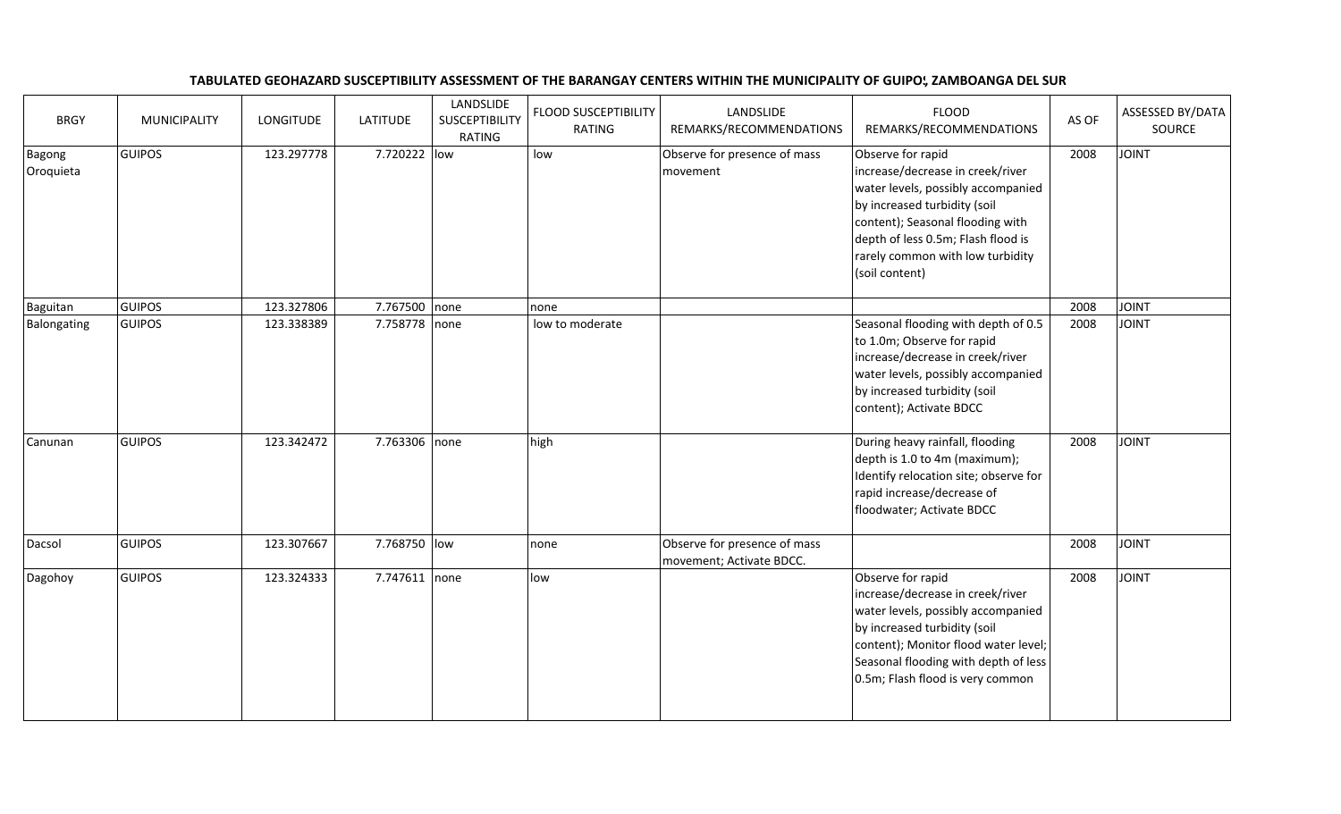**TABULATED GEOHAZARD SUSCEPTIBILITY ASSESSMENT OF THE BARANGAY CENTERS WITHIN THE MUNICIPALITY OF GUIPOS, ZAMBOANGA DEL SUR**

| BRGY | MUNICIPALITY | LONGITUDE | LATITUDE | LANDSLIDE SUSCEPTIBILITY RATING | FLOOD SUSCEPTIBILITY RATING | LANDSLIDE REMARKS/RECOMMENDATIONS | FLOOD REMARKS/RECOMMENDATIONS | AS OF | ASSESSED BY/DATA SOURCE |
|---|---|---|---|---|---|---|---|---|---|
| Bagong Oroquieta | GUIPOS | 123.297778 | 7.720222 | low | low | Observe for presence of mass movement | Observe for rapid increase/decrease in creek/river water levels, possibly accompanied by increased turbidity (soil content); Seasonal flooding with depth of less 0.5m; Flash flood is rarely common with low turbidity (soil content) | 2008 | JOINT |
| Baguitan | GUIPOS | 123.327806 | 7.767500 | none | none | | | 2008 | JOINT |
| Balongating | GUIPOS | 123.338389 | 7.758778 | none | low to moderate | | Seasonal flooding with depth of 0.5 to 1.0m; Observe for rapid increase/decrease in creek/river water levels, possibly accompanied by increased turbidity (soil content); Activate BDCC | 2008 | JOINT |
| Canunan | GUIPOS | 123.342472 | 7.763306 | none | high | | During heavy rainfall, flooding depth is 1.0 to 4m (maximum); Identify relocation site; observe for rapid increase/decrease of floodwater; Activate BDCC | 2008 | JOINT |
| Dacsol | GUIPOS | 123.307667 | 7.768750 | low | none | Observe for presence of mass movement; Activate BDCC. | | 2008 | JOINT |
| Dagohoy | GUIPOS | 123.324333 | 7.747611 | none | low | | Observe for rapid increase/decrease in creek/river water levels, possibly accompanied by increased turbidity (soil content); Monitor flood water level; Seasonal flooding with depth of less 0.5m; Flash flood is very common | 2008 | JOINT |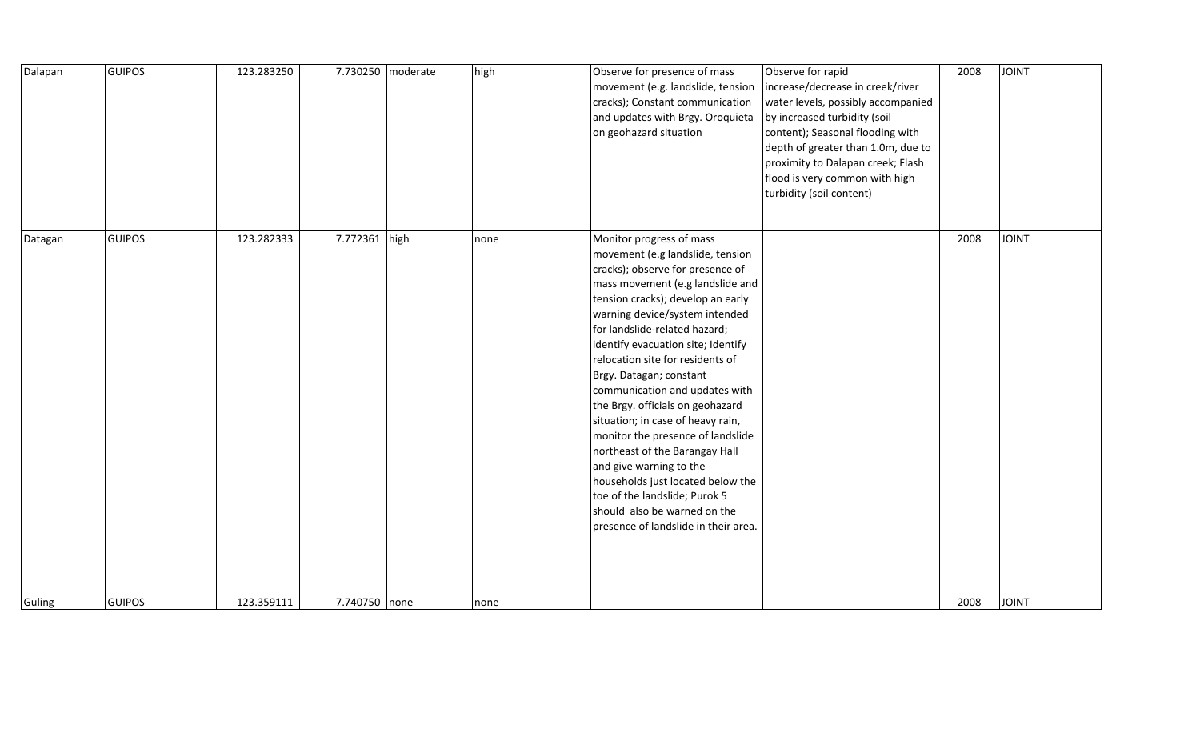| | | | | | | | | | |
|---|---|---|---|---|---|---|---|---|---|
| Dalapan | GUIPOS | 123.283250 | 7.730250 | moderate | high | Observe for presence of mass movement (e.g. landslide, tension cracks); Constant communication and updates with Brgy. Oroquieta on geohazard situation | Observe for rapid increase/decrease in creek/river water levels, possibly accompanied by increased turbidity (soil content); Seasonal flooding with depth of greater than 1.0m, due to proximity to Dalapan creek; Flash flood is very common with high turbidity (soil content) | 2008 | JOINT |
| Datagan | GUIPOS | 123.282333 | 7.772361 | high | none | Monitor progress of mass movement (e.g landslide, tension cracks); observe for presence of mass movement (e.g landslide and tension cracks); develop an early warning device/system intended for landslide-related hazard; identify evacuation site; Identify relocation site for residents of Brgy. Datagan; constant communication and updates with the Brgy. officials on geohazard situation; in case of heavy rain, monitor the presence of landslide northeast of the Barangay Hall and give warning to the households just located below the toe of the landslide; Purok 5 should also be warned on the presence of landslide in their area. | | 2008 | JOINT |
| Guling | GUIPOS | 123.359111 | 7.740750 | none | none | | | 2008 | JOINT |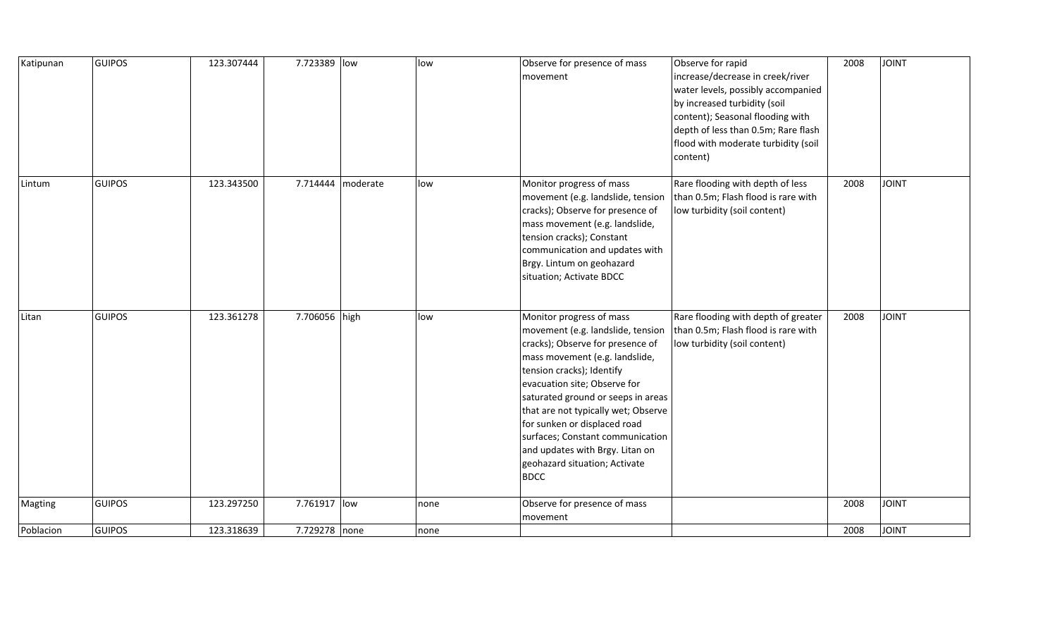| | | | | | | | | | |
|---|---|---|---|---|---|---|---|---|---|
| Katipunan | GUIPOS | 123.307444 | 7.723389 | low | low | Observe for presence of mass movement | Observe for rapid increase/decrease in creek/river water levels, possibly accompanied by increased turbidity (soil content); Seasonal flooding with depth of less than 0.5m; Rare flash flood with moderate turbidity (soil content) | 2008 | JOINT |
| Lintum | GUIPOS | 123.343500 | 7.714444 | moderate | low | Monitor progress of mass movement (e.g. landslide, tension cracks); Observe for presence of mass movement (e.g. landslide, tension cracks); Constant communication and updates with Brgy. Lintum on geohazard situation; Activate BDCC | Rare flooding with depth of less than 0.5m; Flash flood is rare with low turbidity (soil content) | 2008 | JOINT |
| Litan | GUIPOS | 123.361278 | 7.706056 | high | low | Monitor progress of mass movement (e.g. landslide, tension cracks); Observe for presence of mass movement (e.g. landslide, tension cracks); Identify evacuation site; Observe for saturated ground or seeps in areas that are not typically wet; Observe for sunken or displaced road surfaces; Constant communication and updates with Brgy. Litan on geohazard situation; Activate BDCC | Rare flooding with depth of greater than 0.5m; Flash flood is rare with low turbidity (soil content) | 2008 | JOINT |
| Magting | GUIPOS | 123.297250 | 7.761917 | low | none | Observe for presence of mass movement | | 2008 | JOINT |
| Poblacion | GUIPOS | 123.318639 | 7.729278 | none | none | | | 2008 | JOINT |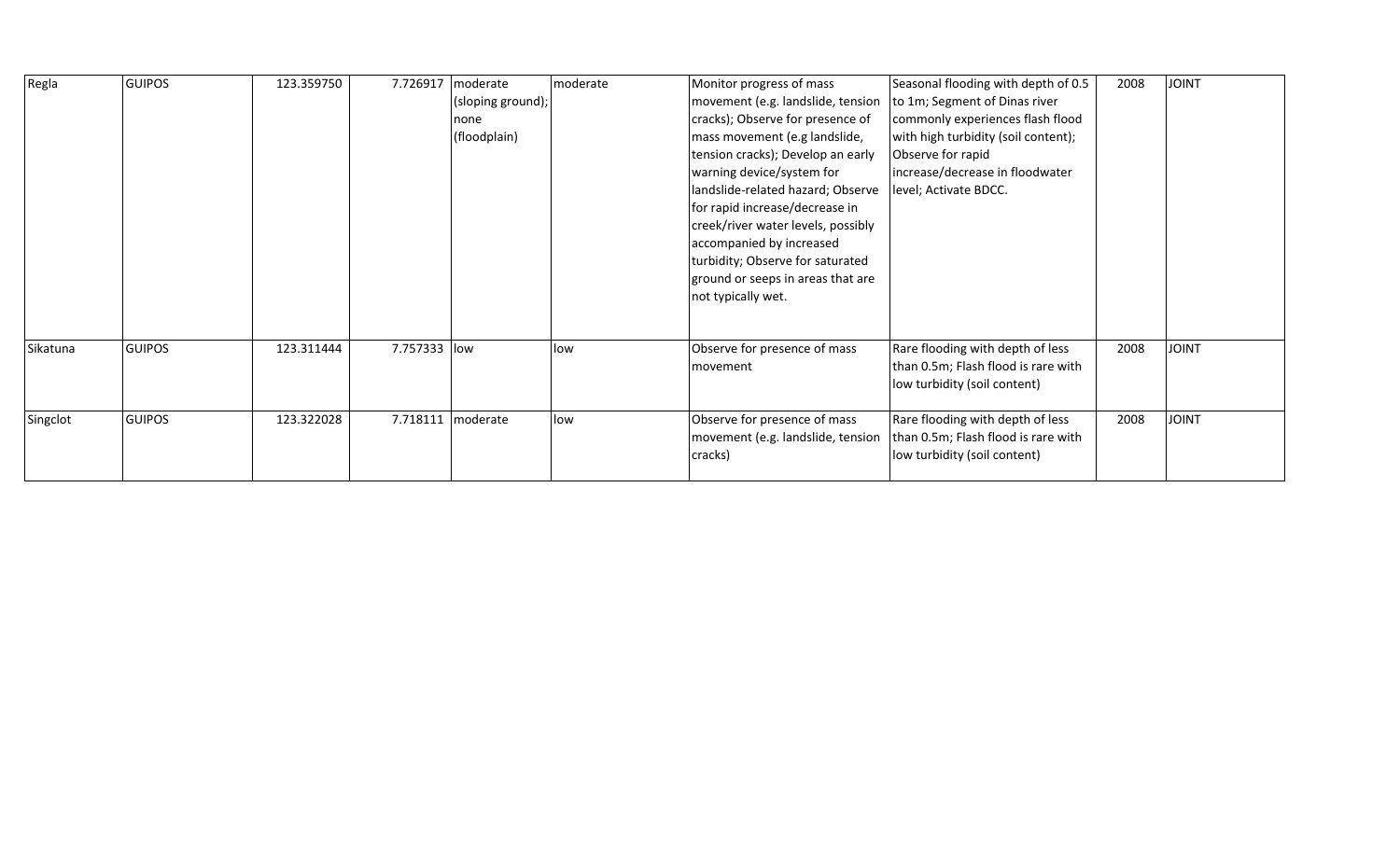| | | | | | | | | | |
|---|---|---|---|---|---|---|---|---|---|
| Regla | GUIPOS | 123.359750 | 7.726917 | moderate (sloping ground); none (floodplain) | moderate | Monitor progress of mass movement (e.g. landslide, tension cracks); Observe for presence of mass movement (e.g landslide, tension cracks); Develop an early warning device/system for landslide-related hazard; Observe for rapid increase/decrease in creek/river water levels, possibly accompanied by increased turbidity; Observe for saturated ground or seeps in areas that are not typically wet. | Seasonal flooding with depth of 0.5 to 1m; Segment of Dinas river commonly experiences flash flood with high turbidity (soil content); Observe for rapid increase/decrease in floodwater level; Activate BDCC. | 2008 | JOINT |
| Sikatuna | GUIPOS | 123.311444 | 7.757333 | low | low | Observe for presence of mass movement | Rare flooding with depth of less than 0.5m; Flash flood is rare with low turbidity (soil content) | 2008 | JOINT |
| Singclot | GUIPOS | 123.322028 | 7.718111 | moderate | low | Observe for presence of mass movement (e.g. landslide, tension cracks) | Rare flooding with depth of less than 0.5m; Flash flood is rare with low turbidity (soil content) | 2008 | JOINT |